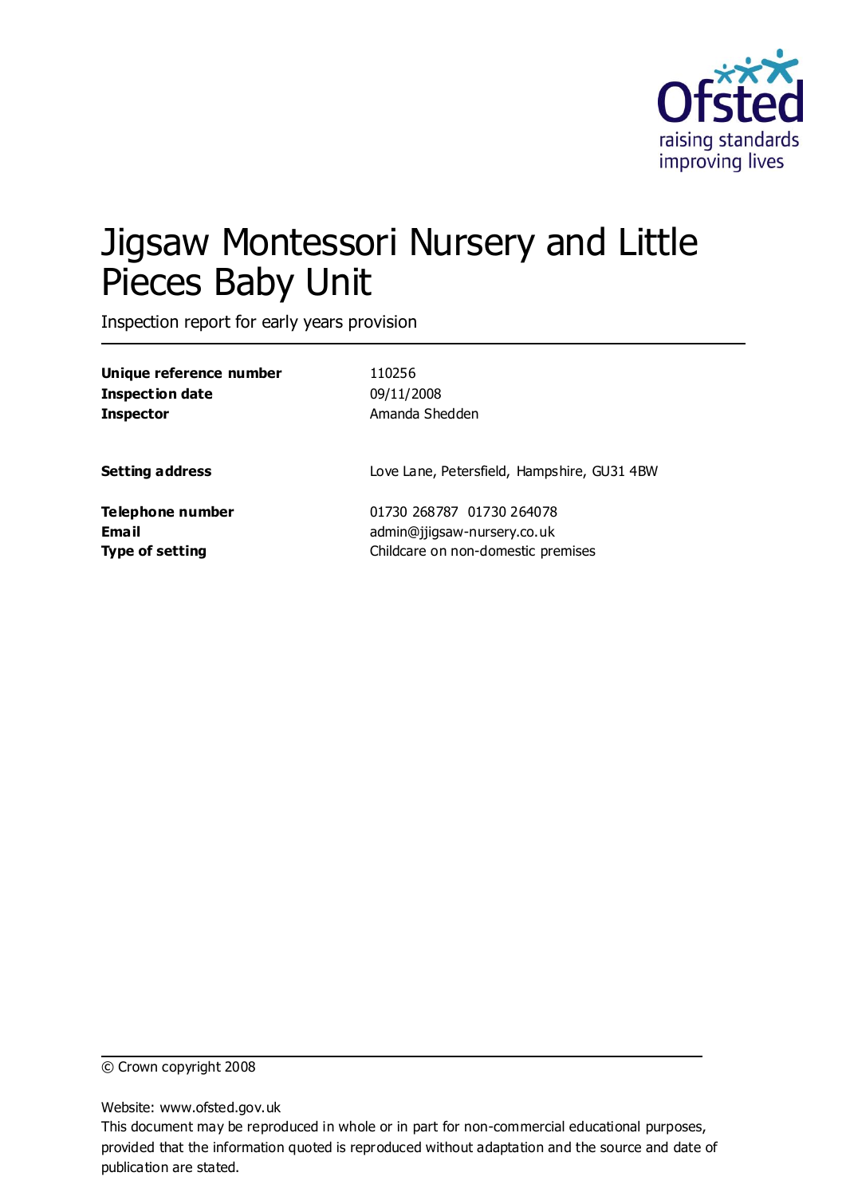# Jigsaw Montessori Nursery and Little Pieces Baby Unit

Inspection report for early years provision

| | |
|---|---|
| **Unique reference number** | 110256 |
| **Inspection date** | 09/11/2008 |
| **Inspector** | Amanda Shedden |
| | |
| **Setting address** | Love Lane, Petersfield, Hampshire, GU31 4BW |
| | |
| **Telephone number** | 01730 268787 01730 264078 |
| **Email** | admin@jjigsaw-nursery.co.uk |
| **Type of setting** | Childcare on non-domestic premises |

© Crown copyright 2008

Website: www.ofsted.gov.uk

This document may be reproduced in whole or in part for non-commercial educational purposes, provided that the information quoted is reproduced without adaptation and the source and date of publication are stated.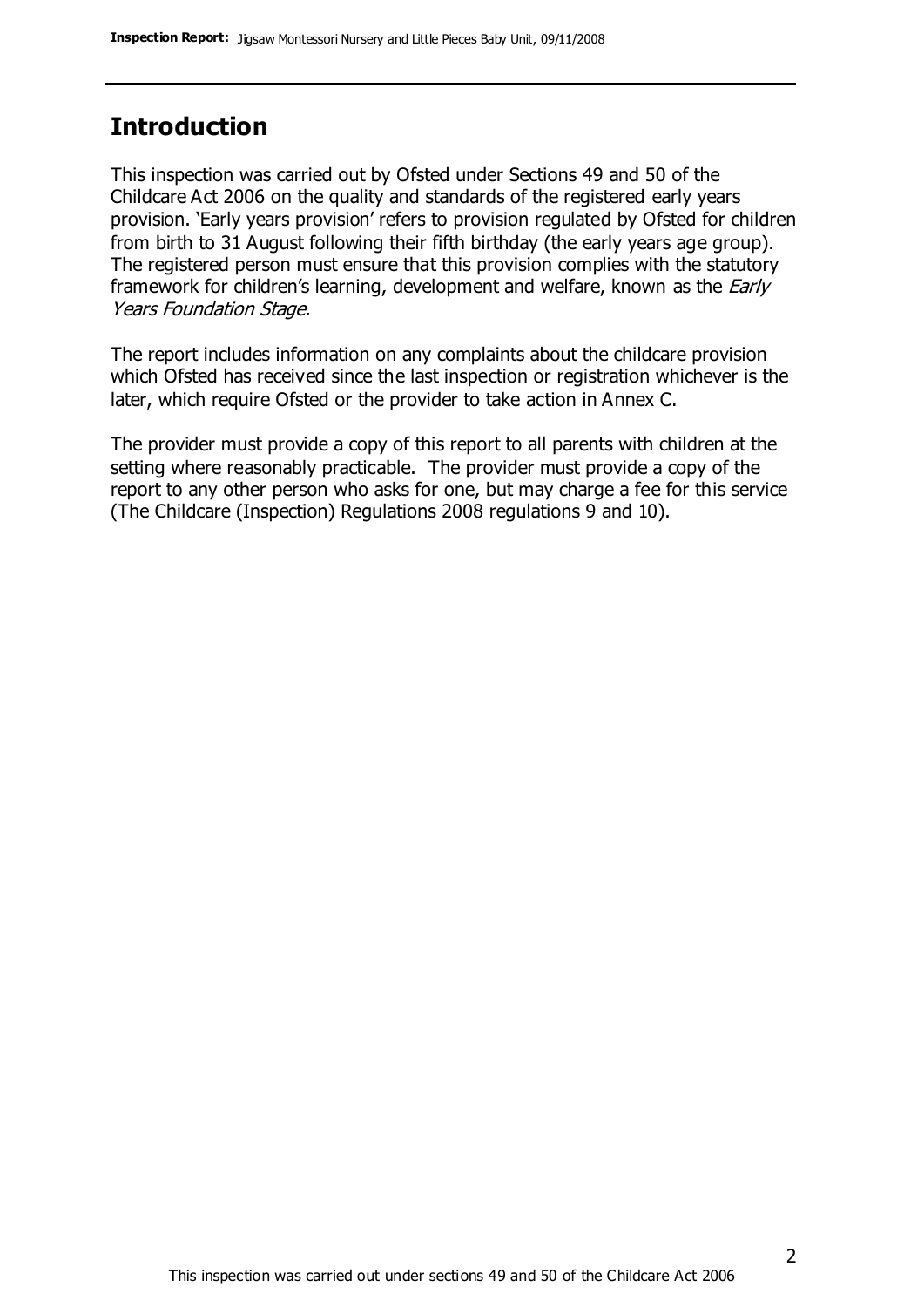## Introduction

This inspection was carried out by Ofsted under Sections 49 and 50 of the Childcare Act 2006 on the quality and standards of the registered early years provision. 'Early years provision' refers to provision regulated by Ofsted for children from birth to 31 August following their fifth birthday (the early years age group). The registered person must ensure that this provision complies with the statutory framework for children's learning, development and welfare, known as the *Early Years Foundation Stage.*

The report includes information on any complaints about the childcare provision which Ofsted has received since the last inspection or registration whichever is the later, which require Ofsted or the provider to take action in Annex C.

The provider must provide a copy of this report to all parents with children at the setting where reasonably practicable. The provider must provide a copy of the report to any other person who asks for one, but may charge a fee for this service (The Childcare (Inspection) Regulations 2008 regulations 9 and 10).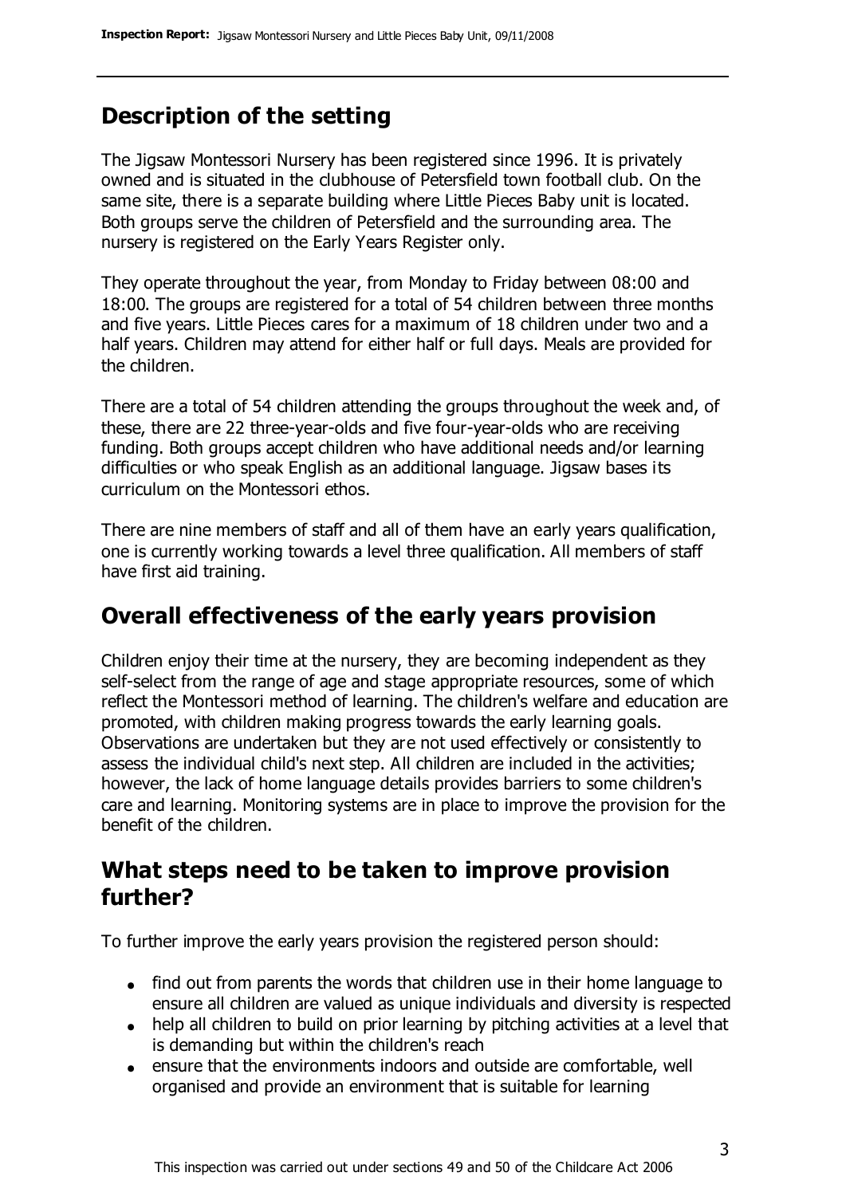## Description of the setting

The Jigsaw Montessori Nursery has been registered since 1996. It is privately owned and is situated in the clubhouse of Petersfield town football club. On the same site, there is a separate building where Little Pieces Baby unit is located. Both groups serve the children of Petersfield and the surrounding area. The nursery is registered on the Early Years Register only.

They operate throughout the year, from Monday to Friday between 08:00 and 18:00. The groups are registered for a total of 54 children between three months and five years. Little Pieces cares for a maximum of 18 children under two and a half years. Children may attend for either half or full days. Meals are provided for the children.

There are a total of 54 children attending the groups throughout the week and, of these, there are 22 three-year-olds and five four-year-olds who are receiving funding. Both groups accept children who have additional needs and/or learning difficulties or who speak English as an additional language. Jigsaw bases its curriculum on the Montessori ethos.

There are nine members of staff and all of them have an early years qualification, one is currently working towards a level three qualification. All members of staff have first aid training.

## Overall effectiveness of the early years provision

Children enjoy their time at the nursery, they are becoming independent as they self-select from the range of age and stage appropriate resources, some of which reflect the Montessori method of learning. The children's welfare and education are promoted, with children making progress towards the early learning goals. Observations are undertaken but they are not used effectively or consistently to assess the individual child's next step. All children are included in the activities; however, the lack of home language details provides barriers to some children's care and learning. Monitoring systems are in place to improve the provision for the benefit of the children.

## What steps need to be taken to improve provision further?

To further improve the early years provision the registered person should:

- find out from parents the words that children use in their home language to ensure all children are valued as unique individuals and diversity is respected
- help all children to build on prior learning by pitching activities at a level that is demanding but within the children's reach
- ensure that the environments indoors and outside are comfortable, well organised and provide an environment that is suitable for learning

This inspection was carried out under sections 49 and 50 of the Childcare Act 2006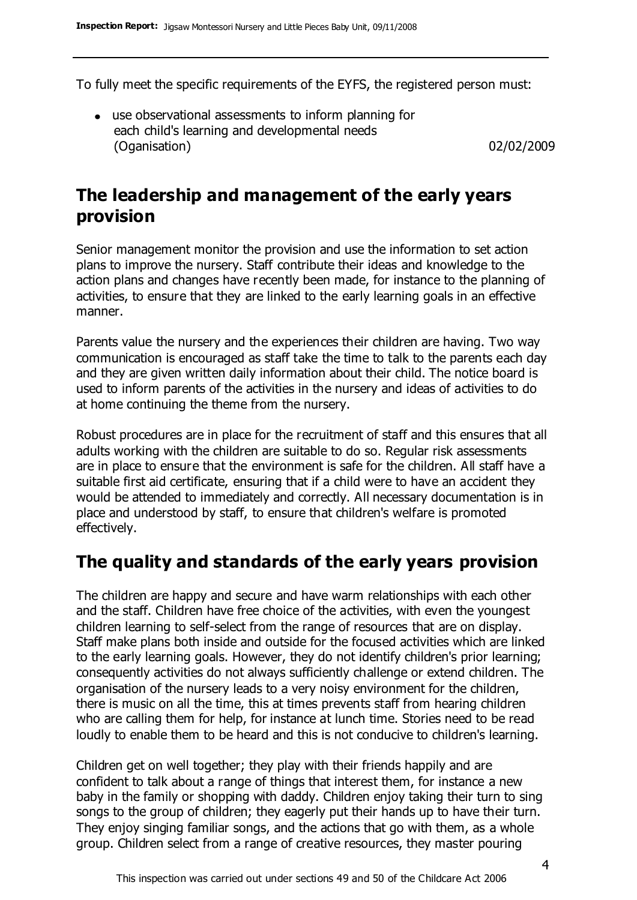To fully meet the specific requirements of the EYFS, the registered person must:

- use observational assessments to inform planning for each child's learning and developmental needs (Oganisation) 02/02/2009

## The leadership and management of the early years provision

Senior management monitor the provision and use the information to set action plans to improve the nursery. Staff contribute their ideas and knowledge to the action plans and changes have recently been made, for instance to the planning of activities, to ensure that they are linked to the early learning goals in an effective manner.

Parents value the nursery and the experiences their children are having. Two way communication is encouraged as staff take the time to talk to the parents each day and they are given written daily information about their child. The notice board is used to inform parents of the activities in the nursery and ideas of activities to do at home continuing the theme from the nursery.

Robust procedures are in place for the recruitment of staff and this ensures that all adults working with the children are suitable to do so. Regular risk assessments are in place to ensure that the environment is safe for the children. All staff have a suitable first aid certificate, ensuring that if a child were to have an accident they would be attended to immediately and correctly. All necessary documentation is in place and understood by staff, to ensure that children's welfare is promoted effectively.

## The quality and standards of the early years provision

The children are happy and secure and have warm relationships with each other and the staff. Children have free choice of the activities, with even the youngest children learning to self-select from the range of resources that are on display. Staff make plans both inside and outside for the focused activities which are linked to the early learning goals. However, they do not identify children's prior learning; consequently activities do not always sufficiently challenge or extend children. The organisation of the nursery leads to a very noisy environment for the children, there is music on all the time, this at times prevents staff from hearing children who are calling them for help, for instance at lunch time. Stories need to be read loudly to enable them to be heard and this is not conducive to children's learning.

Children get on well together; they play with their friends happily and are confident to talk about a range of things that interest them, for instance a new baby in the family or shopping with daddy. Children enjoy taking their turn to sing songs to the group of children; they eagerly put their hands up to have their turn. They enjoy singing familiar songs, and the actions that go with them, as a whole group. Children select from a range of creative resources, they master pouring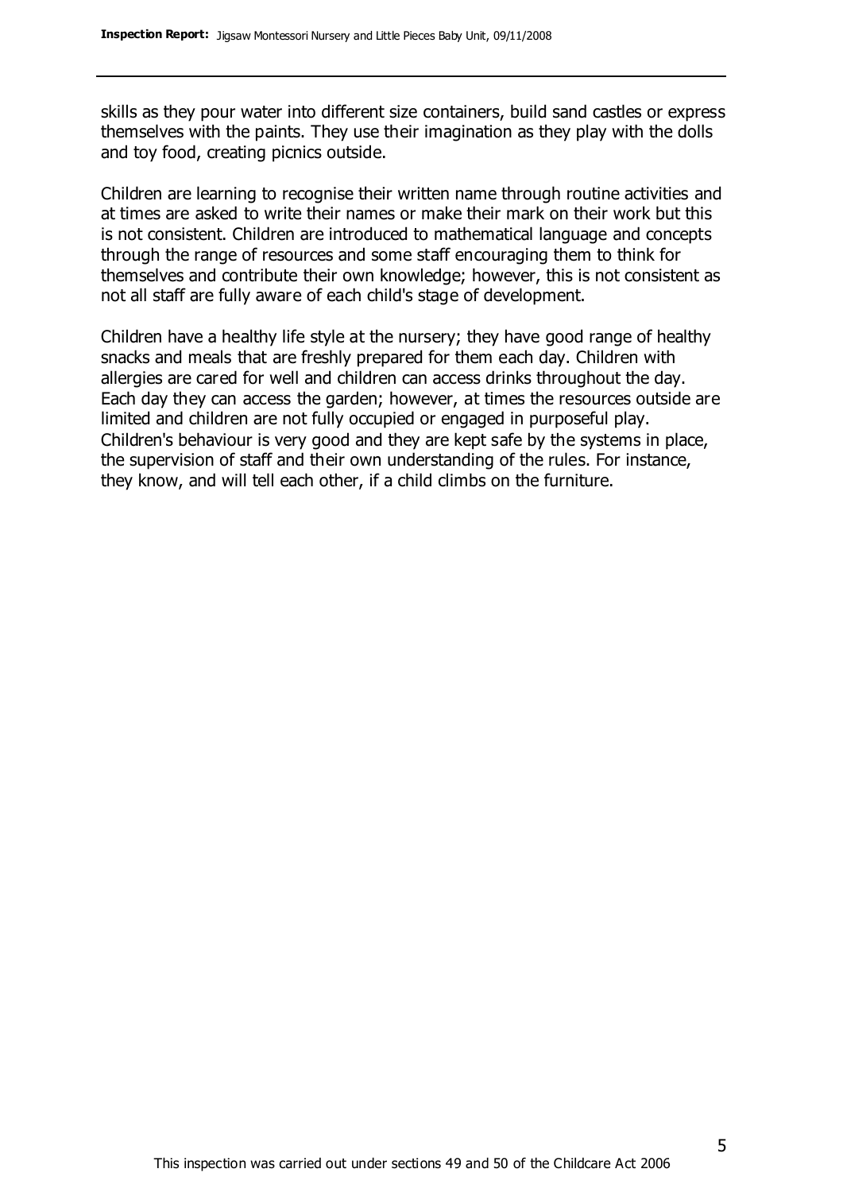skills as they pour water into different size containers, build sand castles or express themselves with the paints. They use their imagination as they play with the dolls and toy food, creating picnics outside.

Children are learning to recognise their written name through routine activities and at times are asked to write their names or make their mark on their work but this is not consistent. Children are introduced to mathematical language and concepts through the range of resources and some staff encouraging them to think for themselves and contribute their own knowledge; however, this is not consistent as not all staff are fully aware of each child's stage of development.

Children have a healthy life style at the nursery; they have good range of healthy snacks and meals that are freshly prepared for them each day. Children with allergies are cared for well and children can access drinks throughout the day. Each day they can access the garden; however, at times the resources outside are limited and children are not fully occupied or engaged in purposeful play. Children's behaviour is very good and they are kept safe by the systems in place, the supervision of staff and their own understanding of the rules. For instance, they know, and will tell each other, if a child climbs on the furniture.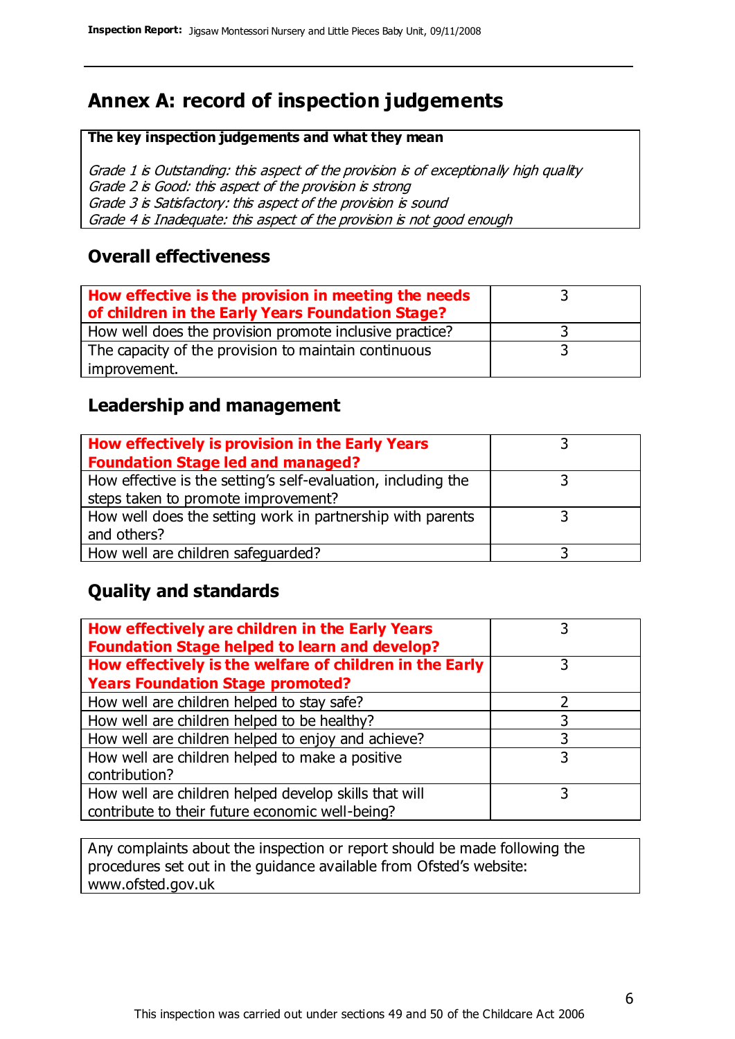# Annex A: record of inspection judgements

**The key inspection judgements and what they mean**

*Grade 1 is Outstanding: this aspect of the provision is of exceptionally high quality*
*Grade 2 is Good: this aspect of the provision is strong*
*Grade 3 is Satisfactory: this aspect of the provision is sound*
*Grade 4 is Inadequate: this aspect of the provision is not good enough*

## Overall effectiveness

| | |
|---|---|
| **How effective is the provision in meeting the needs of children in the Early Years Foundation Stage?** | 3 |
| How well does the provision promote inclusive practice? | 3 |
| The capacity of the provision to maintain continuous improvement. | 3 |

## Leadership and management

| | |
|---|---|
| **How effectively is provision in the Early Years Foundation Stage led and managed?** | 3 |
| How effective is the setting's self-evaluation, including the steps taken to promote improvement? | 3 |
| How well does the setting work in partnership with parents and others? | 3 |
| How well are children safeguarded? | 3 |

## Quality and standards

| | |
|---|---|
| **How effectively are children in the Early Years Foundation Stage helped to learn and develop?** | 3 |
| **How effectively is the welfare of children in the Early Years Foundation Stage promoted?** | 3 |
| How well are children helped to stay safe? | 2 |
| How well are children helped to be healthy? | 3 |
| How well are children helped to enjoy and achieve? | 3 |
| How well are children helped to make a positive contribution? | 3 |
| How well are children helped develop skills that will contribute to their future economic well-being? | 3 |

Any complaints about the inspection or report should be made following the procedures set out in the guidance available from Ofsted's website: www.ofsted.gov.uk

This inspection was carried out under sections 49 and 50 of the Childcare Act 2006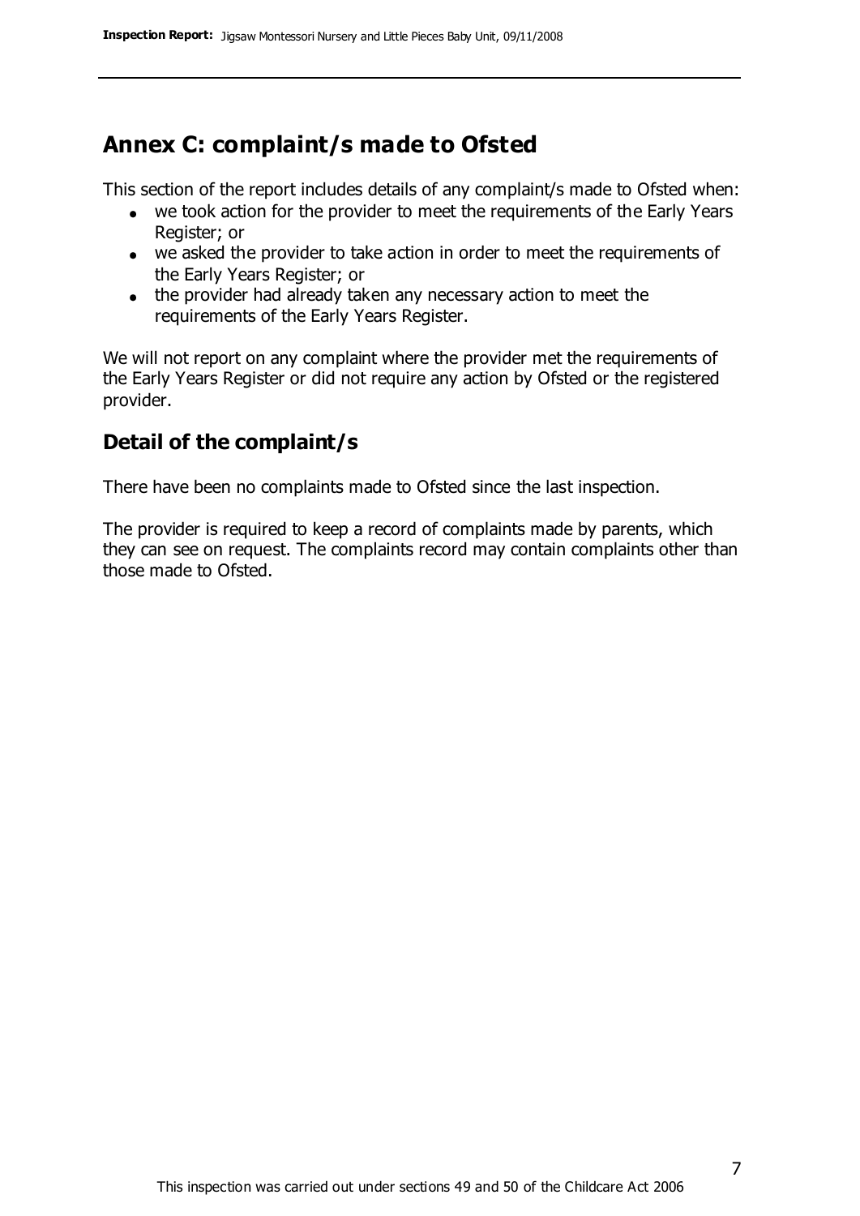## Annex C: complaint/s made to Ofsted

This section of the report includes details of any complaint/s made to Ofsted when:

- we took action for the provider to meet the requirements of the Early Years Register; or
- we asked the provider to take action in order to meet the requirements of the Early Years Register; or
- the provider had already taken any necessary action to meet the requirements of the Early Years Register.

We will not report on any complaint where the provider met the requirements of the Early Years Register or did not require any action by Ofsted or the registered provider.

### Detail of the complaint/s

There have been no complaints made to Ofsted since the last inspection.

The provider is required to keep a record of complaints made by parents, which they can see on request. The complaints record may contain complaints other than those made to Ofsted.